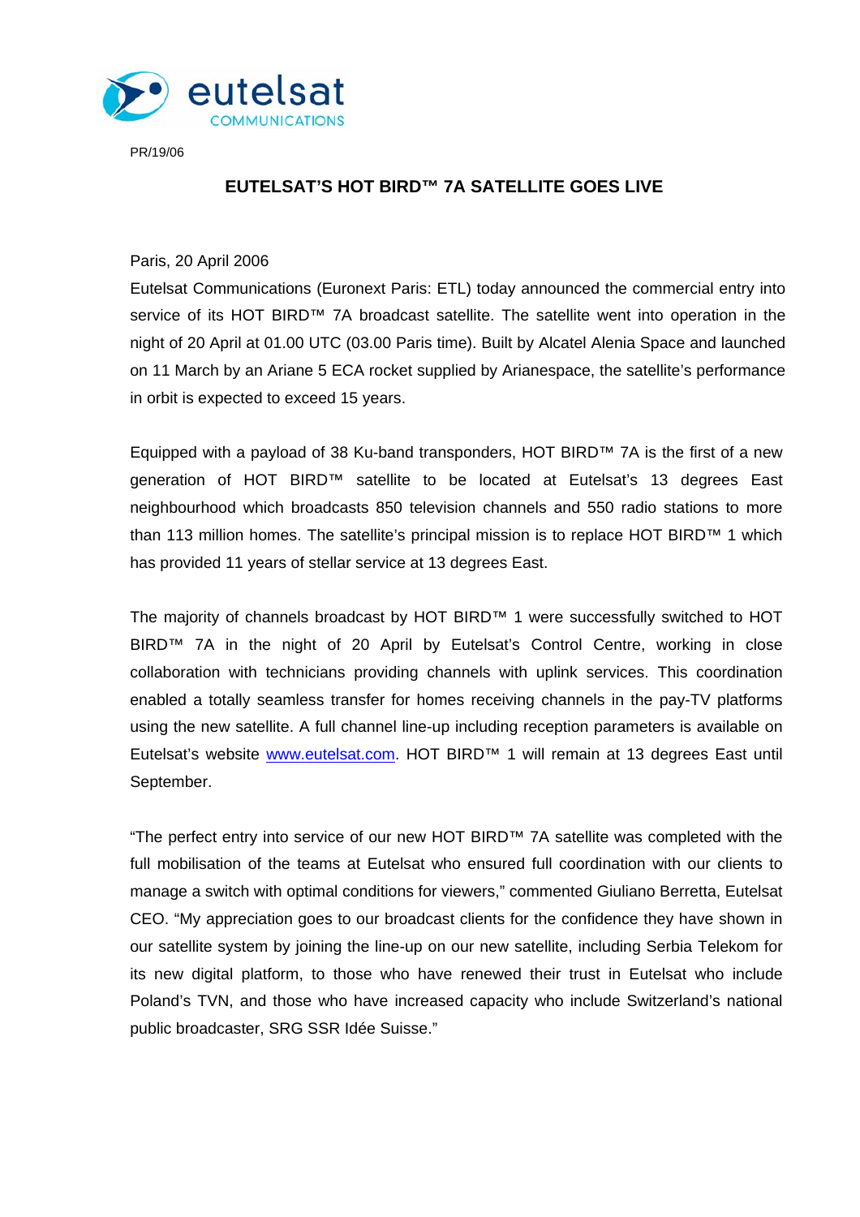PR/19/06

# EUTELSAT'S HOT BIRD™ 7A SATELLITE GOES LIVE

Paris, 20 April 2006

Eutelsat Communications (Euronext Paris: ETL) today announced the commercial entry into service of its HOT BIRD™ 7A broadcast satellite. The satellite went into operation in the night of 20 April at 01.00 UTC (03.00 Paris time). Built by Alcatel Alenia Space and launched on 11 March by an Ariane 5 ECA rocket supplied by Arianespace, the satellite's performance in orbit is expected to exceed 15 years.

Equipped with a payload of 38 Ku-band transponders, HOT BIRD™ 7A is the first of a new generation of HOT BIRD™ satellite to be located at Eutelsat's 13 degrees East neighbourhood which broadcasts 850 television channels and 550 radio stations to more than 113 million homes. The satellite's principal mission is to replace HOT BIRD™ 1 which has provided 11 years of stellar service at 13 degrees East.

The majority of channels broadcast by HOT BIRD™ 1 were successfully switched to HOT BIRD™ 7A in the night of 20 April by Eutelsat's Control Centre, working in close collaboration with technicians providing channels with uplink services. This coordination enabled a totally seamless transfer for homes receiving channels in the pay-TV platforms using the new satellite. A full channel line-up including reception parameters is available on Eutelsat's website [www.eutelsat.com](http://www.eutelsat.com). HOT BIRD™ 1 will remain at 13 degrees East until September.

"The perfect entry into service of our new HOT BIRD™ 7A satellite was completed with the full mobilisation of the teams at Eutelsat who ensured full coordination with our clients to manage a switch with optimal conditions for viewers," commented Giuliano Berretta, Eutelsat CEO. "My appreciation goes to our broadcast clients for the confidence they have shown in our satellite system by joining the line-up on our new satellite, including Serbia Telekom for its new digital platform, to those who have renewed their trust in Eutelsat who include Poland's TVN, and those who have increased capacity who include Switzerland's national public broadcaster, SRG SSR Idée Suisse."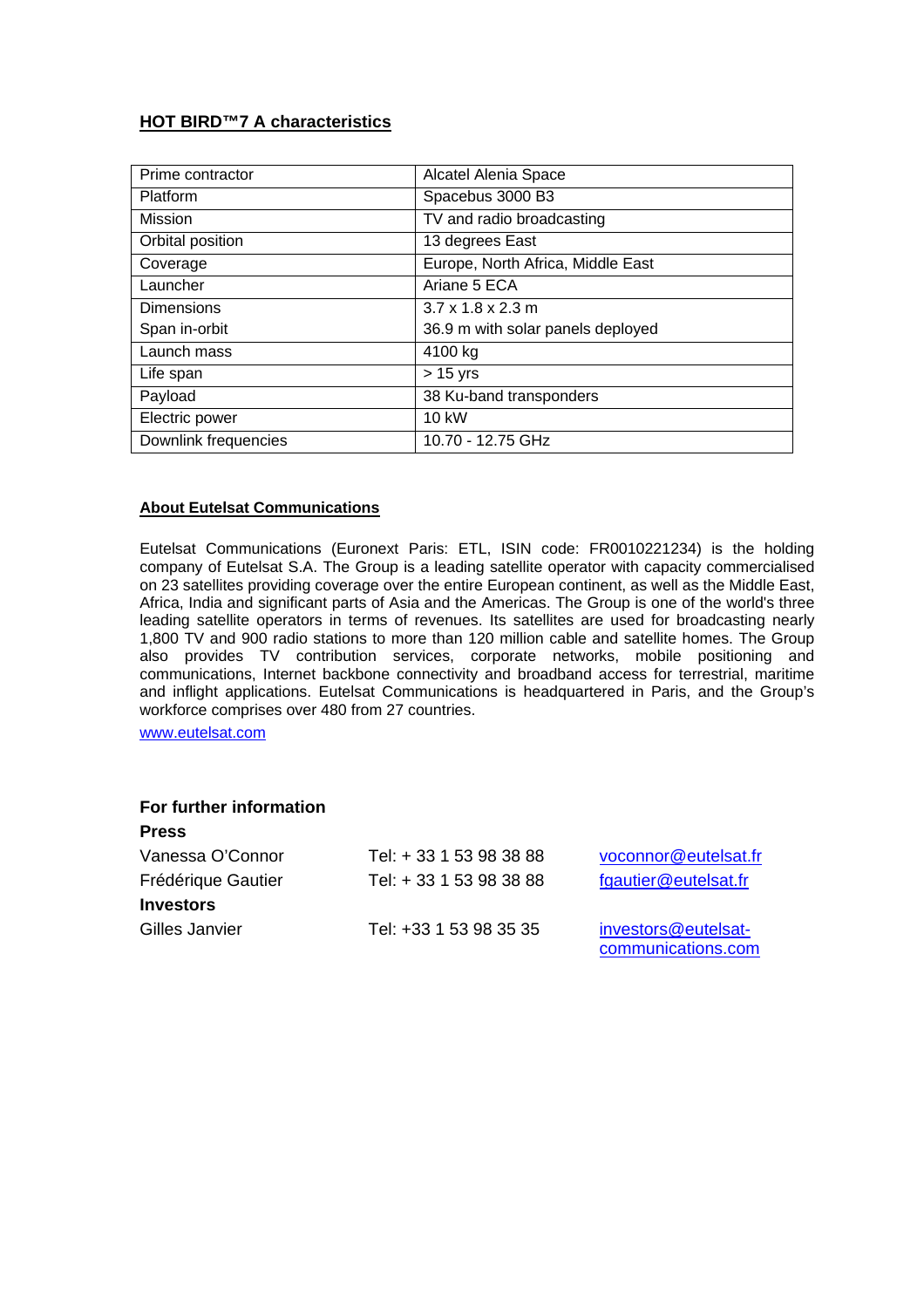## HOT BIRD™7 A characteristics

| | |
|---|---|
| Prime contractor | Alcatel Alenia Space |
| Platform | Spacebus 3000 B3 |
| Mission | TV and radio broadcasting |
| Orbital position | 13 degrees East |
| Coverage | Europe, North Africa, Middle East |
| Launcher | Ariane 5 ECA |
| Dimensions<br>Span in-orbit | 3.7 x 1.8 x 2.3 m<br>36.9 m with solar panels deployed |
| Launch mass | 4100 kg |
| Life span | > 15 yrs |
| Payload | 38 Ku-band transponders |
| Electric power | 10 kW |
| Downlink frequencies | 10.70 - 12.75 GHz |

### About Eutelsat Communications

Eutelsat Communications (Euronext Paris: ETL, ISIN code: FR0010221234) is the holding company of Eutelsat S.A. The Group is a leading satellite operator with capacity commercialised on 23 satellites providing coverage over the entire European continent, as well as the Middle East, Africa, India and significant parts of Asia and the Americas. The Group is one of the world's three leading satellite operators in terms of revenues. Its satellites are used for broadcasting nearly 1,800 TV and 900 radio stations to more than 120 million cable and satellite homes. The Group also provides TV contribution services, corporate networks, mobile positioning and communications, Internet backbone connectivity and broadband access for terrestrial, maritime and inflight applications. Eutelsat Communications is headquartered in Paris, and the Group's workforce comprises over 480 from 27 countries.

www.eutelsat.com

**For further information**

**Press**

Vanessa O'Connor Tel: + 33 1 53 98 38 88 voconnor@eutelsat.fr

Frédérique Gautier Tel: + 33 1 53 98 38 88 fgautier@eutelsat.fr

**Investors**

Gilles Janvier Tel: +33 1 53 98 35 35 investors@eutelsat-communications.com